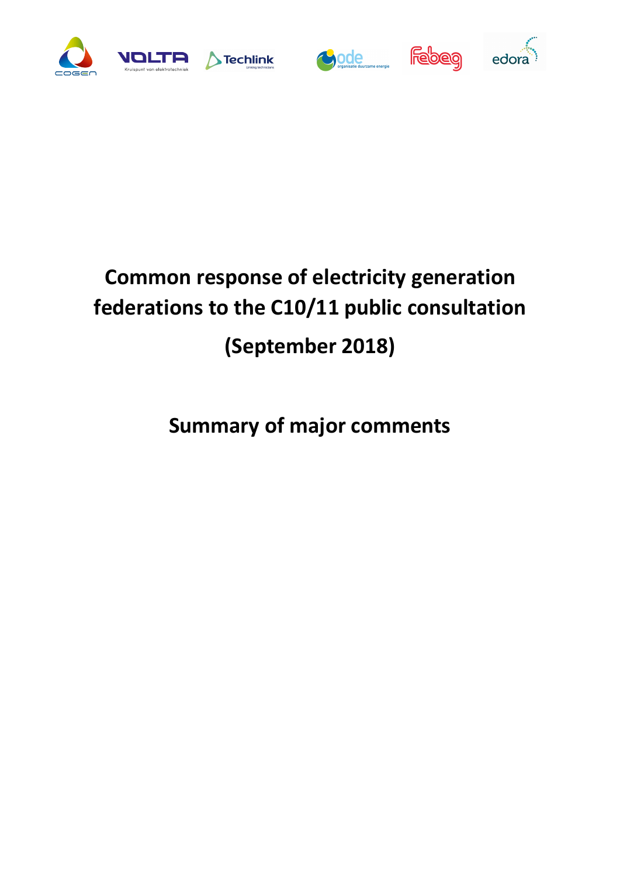# Common response of electricity generation federations to the C10/11 public consultation

# (September 2018)

## Summary of major comments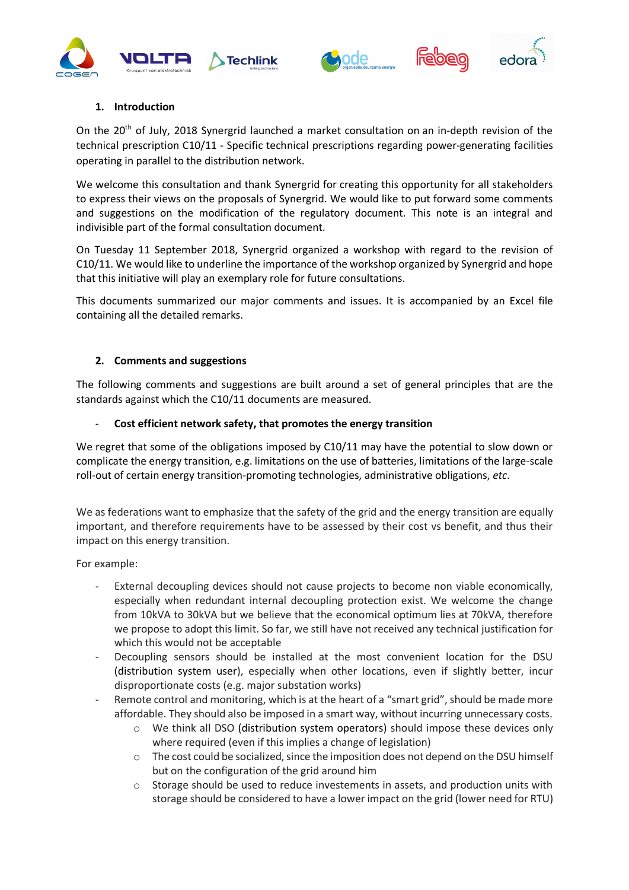## 1. Introduction

On the 20th of July, 2018 Synergrid launched a market consultation on an in-depth revision of the technical prescription C10/11 - Specific technical prescriptions regarding power-generating facilities operating in parallel to the distribution network.

We welcome this consultation and thank Synergrid for creating this opportunity for all stakeholders to express their views on the proposals of Synergrid. We would like to put forward some comments and suggestions on the modification of the regulatory document. This note is an integral and indivisible part of the formal consultation document.

On Tuesday 11 September 2018, Synergrid organized a workshop with regard to the revision of C10/11. We would like to underline the importance of the workshop organized by Synergrid and hope that this initiative will play an exemplary role for future consultations.

This documents summarized our major comments and issues. It is accompanied by an Excel file containing all the detailed remarks.

## 2. Comments and suggestions

The following comments and suggestions are built around a set of general principles that are the standards against which the C10/11 documents are measured.

- **Cost efficient network safety, that promotes the energy transition**

We regret that some of the obligations imposed by C10/11 may have the potential to slow down or complicate the energy transition, e.g. limitations on the use of batteries, limitations of the large-scale roll-out of certain energy transition-promoting technologies, administrative obligations, *etc*.

We as federations want to emphasize that the safety of the grid and the energy transition are equally important, and therefore requirements have to be assessed by their cost vs benefit, and thus their impact on this energy transition.

For example:

- External decoupling devices should not cause projects to become non viable economically, especially when redundant internal decoupling protection exist. We welcome the change from 10kVA to 30kVA but we believe that the economical optimum lies at 70kVA, therefore we propose to adopt this limit. So far, we still have not received any technical justification for which this would not be acceptable
- Decoupling sensors should be installed at the most convenient location for the DSU (distribution system user), especially when other locations, even if slightly better, incur disproportionate costs (e.g. major substation works)
- Remote control and monitoring, which is at the heart of a "smart grid", should be made more affordable. They should also be imposed in a smart way, without incurring unnecessary costs.
    - We think all DSO (distribution system operators) should impose these devices only where required (even if this implies a change of legislation)
    - The cost could be socialized, since the imposition does not depend on the DSU himself but on the configuration of the grid around him
    - Storage should be used to reduce investements in assets, and production units with storage should be considered to have a lower impact on the grid (lower need for RTU)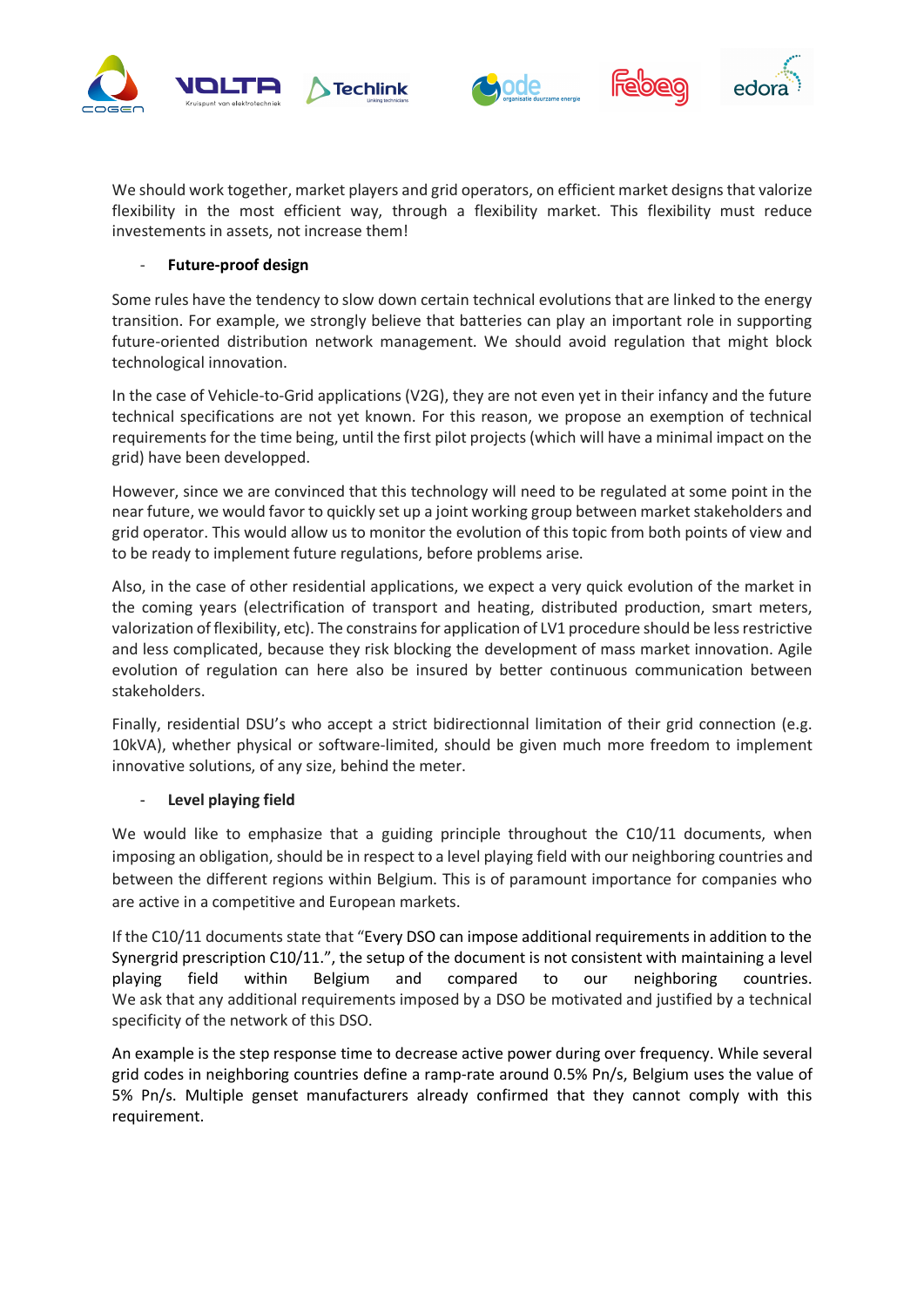We should work together, market players and grid operators, on efficient market designs that valorize flexibility in the most efficient way, through a flexibility market. This flexibility must reduce investements in assets, not increase them!

- **Future-proof design**

Some rules have the tendency to slow down certain technical evolutions that are linked to the energy transition. For example, we strongly believe that batteries can play an important role in supporting future-oriented distribution network management. We should avoid regulation that might block technological innovation.

In the case of Vehicle-to-Grid applications (V2G), they are not even yet in their infancy and the future technical specifications are not yet known. For this reason, we propose an exemption of technical requirements for the time being, until the first pilot projects (which will have a minimal impact on the grid) have been developped.

However, since we are convinced that this technology will need to be regulated at some point in the near future, we would favor to quickly set up a joint working group between market stakeholders and grid operator. This would allow us to monitor the evolution of this topic from both points of view and to be ready to implement future regulations, before problems arise.

Also, in the case of other residential applications, we expect a very quick evolution of the market in the coming years (electrification of transport and heating, distributed production, smart meters, valorization of flexibility, etc). The constrains for application of LV1 procedure should be less restrictive and less complicated, because they risk blocking the development of mass market innovation. Agile evolution of regulation can here also be insured by better continuous communication between stakeholders.

Finally, residential DSU's who accept a strict bidirectionnal limitation of their grid connection (e.g. 10kVA), whether physical or software-limited, should be given much more freedom to implement innovative solutions, of any size, behind the meter.

- **Level playing field**

We would like to emphasize that a guiding principle throughout the C10/11 documents, when imposing an obligation, should be in respect to a level playing field with our neighboring countries and between the different regions within Belgium. This is of paramount importance for companies who are active in a competitive and European markets.

If the C10/11 documents state that "Every DSO can impose additional requirements in addition to the Synergrid prescription C10/11.", the setup of the document is not consistent with maintaining a level playing field within Belgium and compared to our neighboring countries. We ask that any additional requirements imposed by a DSO be motivated and justified by a technical specificity of the network of this DSO.

An example is the step response time to decrease active power during over frequency. While several grid codes in neighboring countries define a ramp-rate around 0.5% Pn/s, Belgium uses the value of 5% Pn/s. Multiple genset manufacturers already confirmed that they cannot comply with this requirement.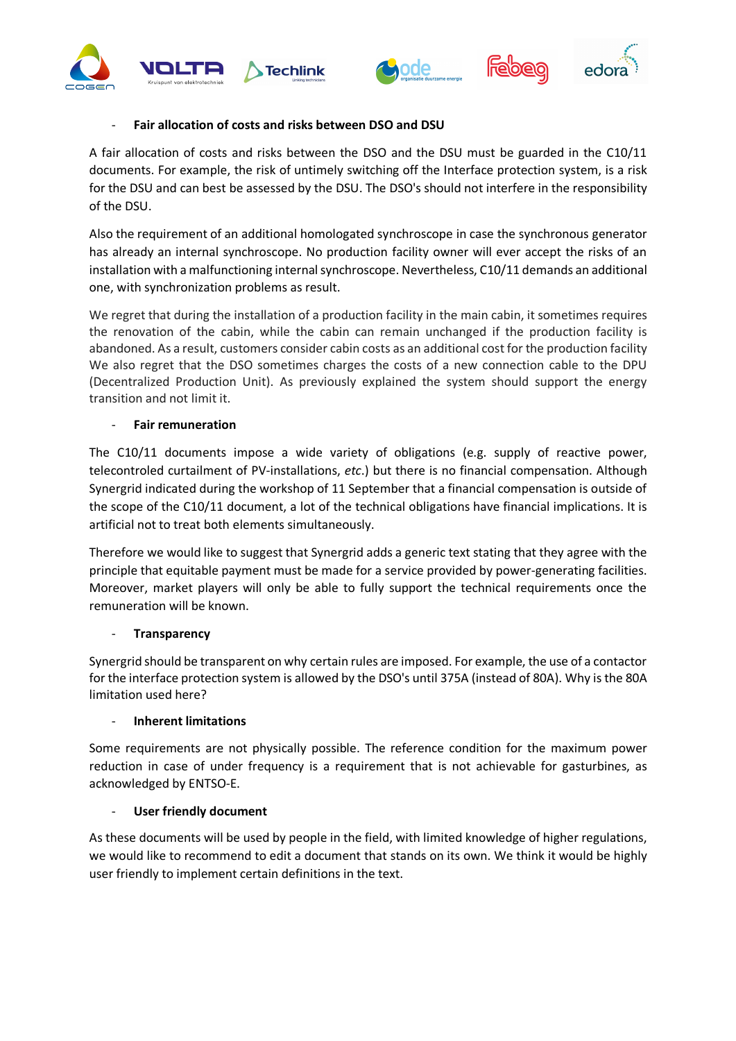- **Fair allocation of costs and risks between DSO and DSU**

A fair allocation of costs and risks between the DSO and the DSU must be guarded in the C10/11 documents. For example, the risk of untimely switching off the Interface protection system, is a risk for the DSU and can best be assessed by the DSU. The DSO's should not interfere in the responsibility of the DSU.

Also the requirement of an additional homologated synchroscope in case the synchronous generator has already an internal synchroscope. No production facility owner will ever accept the risks of an installation with a malfunctioning internal synchroscope. Nevertheless, C10/11 demands an additional one, with synchronization problems as result.

We regret that during the installation of a production facility in the main cabin, it sometimes requires the renovation of the cabin, while the cabin can remain unchanged if the production facility is abandoned. As a result, customers consider cabin costs as an additional cost for the production facility We also regret that the DSO sometimes charges the costs of a new connection cable to the DPU (Decentralized Production Unit). As previously explained the system should support the energy transition and not limit it.

- **Fair remuneration**

The C10/11 documents impose a wide variety of obligations (e.g. supply of reactive power, telecontroled curtailment of PV-installations, *etc*.) but there is no financial compensation. Although Synergrid indicated during the workshop of 11 September that a financial compensation is outside of the scope of the C10/11 document, a lot of the technical obligations have financial implications. It is artificial not to treat both elements simultaneously.

Therefore we would like to suggest that Synergrid adds a generic text stating that they agree with the principle that equitable payment must be made for a service provided by power-generating facilities. Moreover, market players will only be able to fully support the technical requirements once the remuneration will be known.

- **Transparency**

Synergrid should be transparent on why certain rules are imposed. For example, the use of a contactor for the interface protection system is allowed by the DSO's until 375A (instead of 80A). Why is the 80A limitation used here?

- **Inherent limitations**

Some requirements are not physically possible. The reference condition for the maximum power reduction in case of under frequency is a requirement that is not achievable for gasturbines, as acknowledged by ENTSO-E.

- **User friendly document**

As these documents will be used by people in the field, with limited knowledge of higher regulations, we would like to recommend to edit a document that stands on its own. We think it would be highly user friendly to implement certain definitions in the text.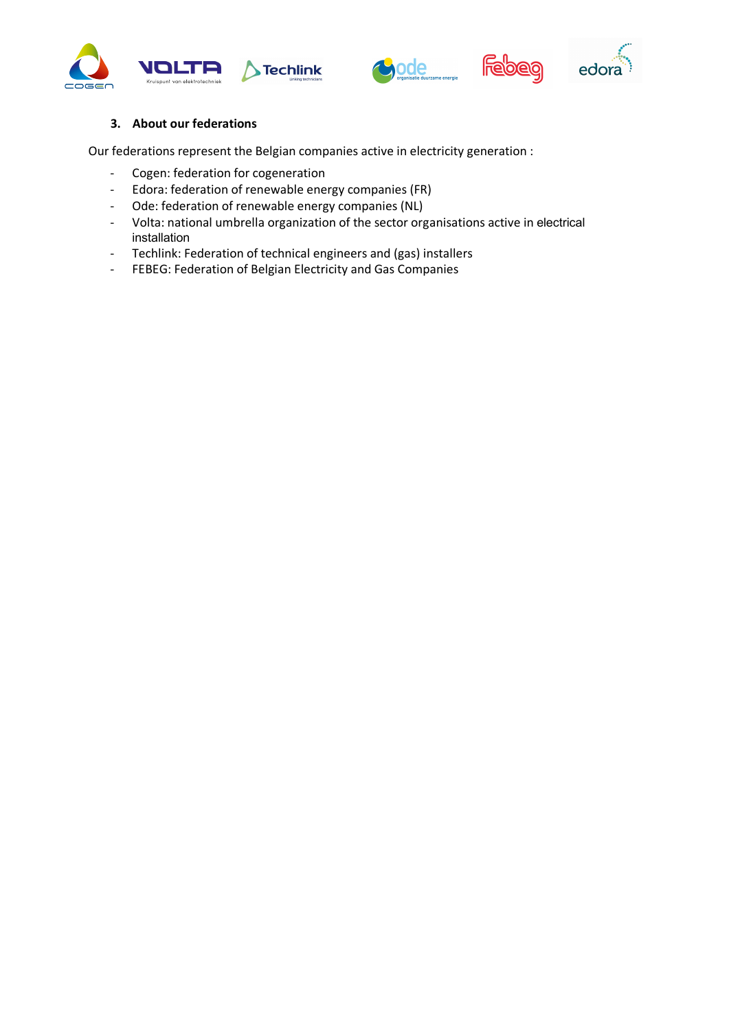### 3. About our federations

Our federations represent the Belgian companies active in electricity generation :

- Cogen: federation for cogeneration
- Edora: federation of renewable energy companies (FR)
- Ode: federation of renewable energy companies (NL)
- Volta: national umbrella organization of the sector organisations active in electrical installation
- Techlink: Federation of technical engineers and (gas) installers
- FEBEG: Federation of Belgian Electricity and Gas Companies